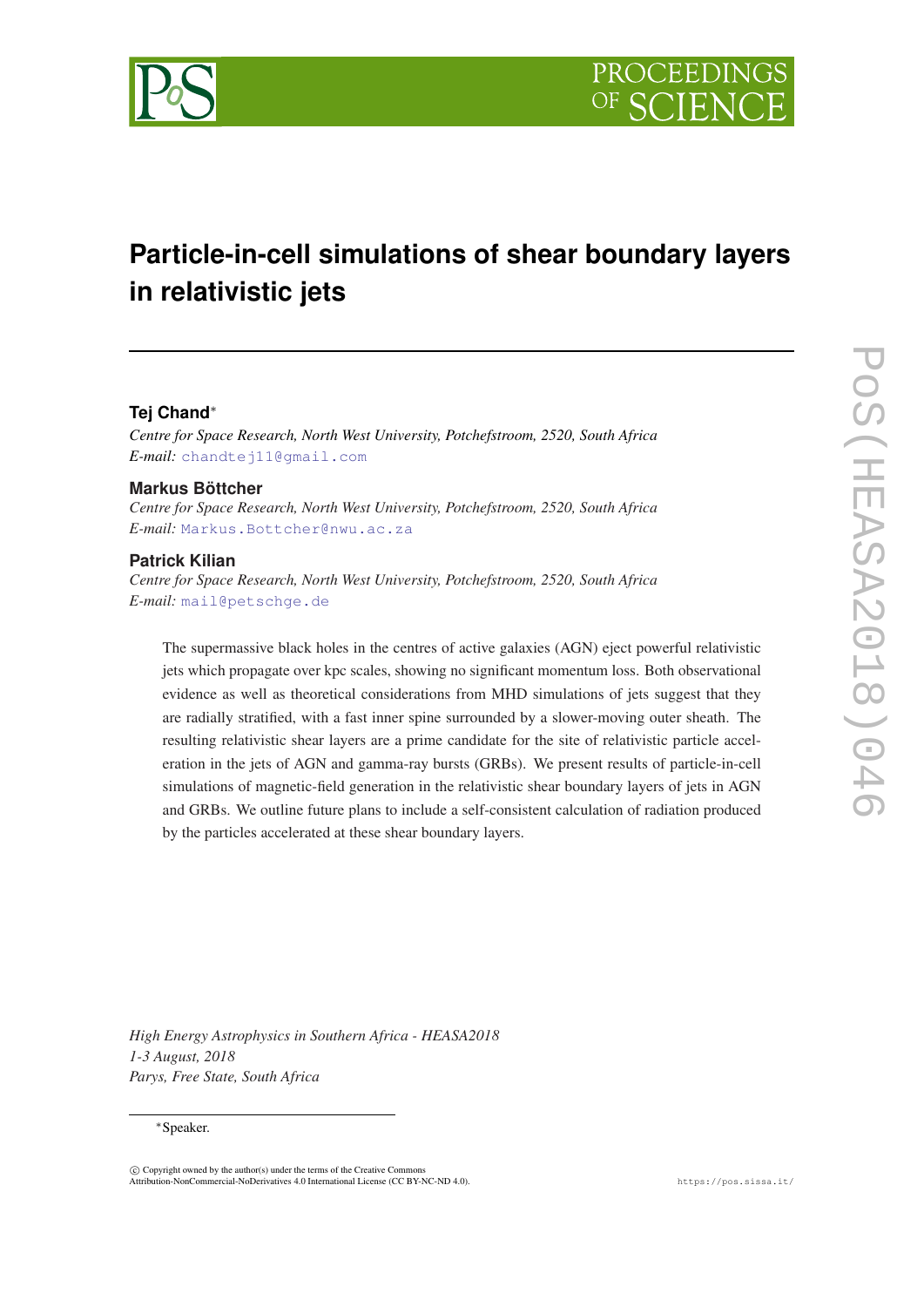# Particle-in-cell simulations of shear boundary layers in relativistic jets

**Tej Chand**[*]

*Centre for Space Research, North West University, Potchefstroom, 2520, South Africa*
*E-mail:* chandtej11@gmail.com

**Markus Böttcher**

*Centre for Space Research, North West University, Potchefstroom, 2520, South Africa*
*E-mail:* Markus.Bottcher@nwu.ac.za

**Patrick Kilian**

*Centre for Space Research, North West University, Potchefstroom, 2520, South Africa*
*E-mail:* mail@petschge.de

The supermassive black holes in the centres of active galaxies (AGN) eject powerful relativistic jets which propagate over kpc scales, showing no significant momentum loss. Both observational evidence as well as theoretical considerations from MHD simulations of jets suggest that they are radially stratified, with a fast inner spine surrounded by a slower-moving outer sheath. The resulting relativistic shear layers are a prime candidate for the site of relativistic particle acceleration in the jets of AGN and gamma-ray bursts (GRBs). We present results of particle-in-cell simulations of magnetic-field generation in the relativistic shear boundary layers of jets in AGN and GRBs. We outline future plans to include a self-consistent calculation of radiation produced by the particles accelerated at these shear boundary layers.

*High Energy Astrophysics in Southern Africa - HEASA2018*
*1-3 August, 2018*
*Parys, Free State, South Africa*

[*]Speaker.

© Copyright owned by the author(s) under the terms of the Creative Commons Attribution-NonCommercial-NoDerivatives 4.0 International License (CC BY-NC-ND 4.0).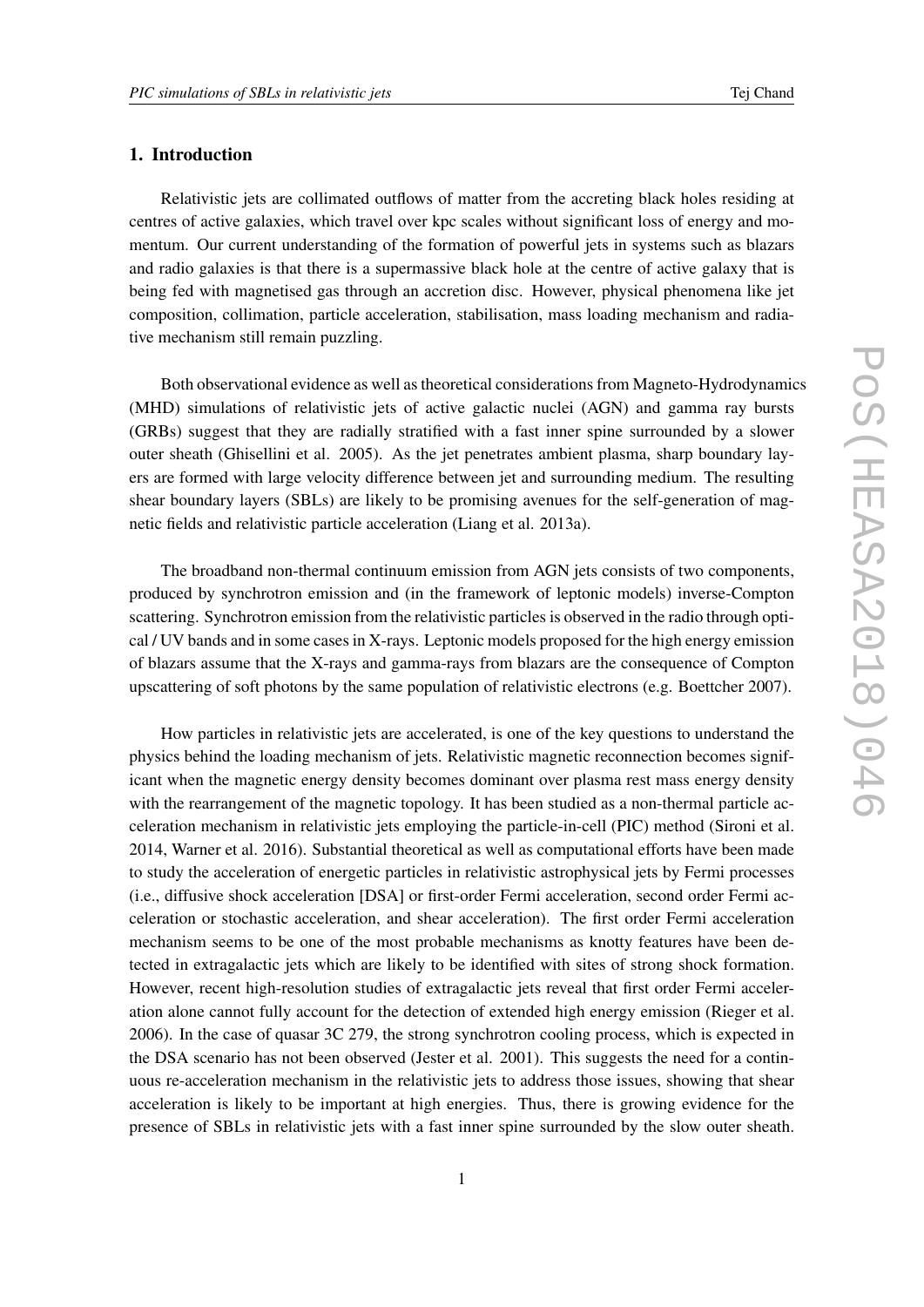## 1. Introduction

Relativistic jets are collimated outflows of matter from the accreting black holes residing at centres of active galaxies, which travel over kpc scales without significant loss of energy and momentum. Our current understanding of the formation of powerful jets in systems such as blazars and radio galaxies is that there is a supermassive black hole at the centre of active galaxy that is being fed with magnetised gas through an accretion disc. However, physical phenomena like jet composition, collimation, particle acceleration, stabilisation, mass loading mechanism and radiative mechanism still remain puzzling.

Both observational evidence as well as theoretical considerations from Magneto-Hydrodynamics (MHD) simulations of relativistic jets of active galactic nuclei (AGN) and gamma ray bursts (GRBs) suggest that they are radially stratified with a fast inner spine surrounded by a slower outer sheath (Ghisellini et al. 2005). As the jet penetrates ambient plasma, sharp boundary layers are formed with large velocity difference between jet and surrounding medium. The resulting shear boundary layers (SBLs) are likely to be promising avenues for the self-generation of magnetic fields and relativistic particle acceleration (Liang et al. 2013a).

The broadband non-thermal continuum emission from AGN jets consists of two components, produced by synchrotron emission and (in the framework of leptonic models) inverse-Compton scattering. Synchrotron emission from the relativistic particles is observed in the radio through optical / UV bands and in some cases in X-rays. Leptonic models proposed for the high energy emission of blazars assume that the X-rays and gamma-rays from blazars are the consequence of Compton upscattering of soft photons by the same population of relativistic electrons (e.g. Boettcher 2007).

How particles in relativistic jets are accelerated, is one of the key questions to understand the physics behind the loading mechanism of jets. Relativistic magnetic reconnection becomes significant when the magnetic energy density becomes dominant over plasma rest mass energy density with the rearrangement of the magnetic topology. It has been studied as a non-thermal particle acceleration mechanism in relativistic jets employing the particle-in-cell (PIC) method (Sironi et al. 2014, Warner et al. 2016). Substantial theoretical as well as computational efforts have been made to study the acceleration of energetic particles in relativistic astrophysical jets by Fermi processes (i.e., diffusive shock acceleration [DSA] or first-order Fermi acceleration, second order Fermi acceleration or stochastic acceleration, and shear acceleration). The first order Fermi acceleration mechanism seems to be one of the most probable mechanisms as knotty features have been detected in extragalactic jets which are likely to be identified with sites of strong shock formation. However, recent high-resolution studies of extragalactic jets reveal that first order Fermi acceleration alone cannot fully account for the detection of extended high energy emission (Rieger et al. 2006). In the case of quasar 3C 279, the strong synchrotron cooling process, which is expected in the DSA scenario has not been observed (Jester et al. 2001). This suggests the need for a continuous re-acceleration mechanism in the relativistic jets to address those issues, showing that shear acceleration is likely to be important at high energies. Thus, there is growing evidence for the presence of SBLs in relativistic jets with a fast inner spine surrounded by the slow outer sheath.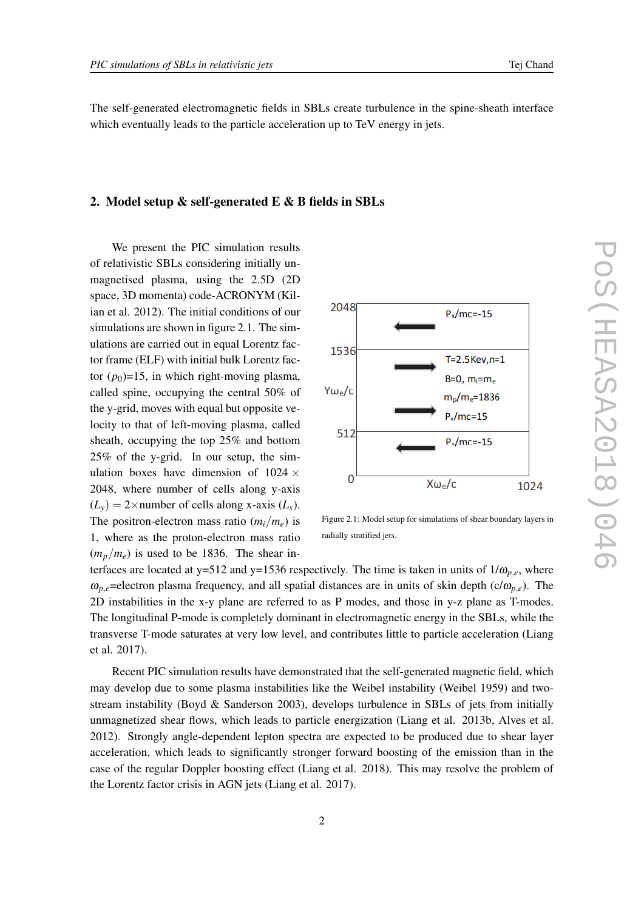The self-generated electromagnetic fields in SBLs create turbulence in the spine-sheath interface which eventually leads to the particle acceleration up to TeV energy in jets.

## 2. Model setup & self-generated E & B fields in SBLs

We present the PIC simulation results of relativistic SBLs considering initially unmagnetised plasma, using the 2.5D (2D space, 3D momenta) code-ACRONYM (Kilian et al. 2012). The initial conditions of our simulations are shown in figure 2.1. The simulations are carried out in equal Lorentz factor frame (ELF) with initial bulk Lorentz factor ($p_0$)=15, in which right-moving plasma, called spine, occupying the central 50% of the y-grid, moves with equal but opposite velocity to that of left-moving plasma, called sheath, occupying the top 25% and bottom 25% of the y-grid. In our setup, the simulation boxes have dimension of 1024 × 2048, where number of cells along y-axis $(L_y) = 2\times$number of cells along x-axis $(L_x)$. The positron-electron mass ratio $(m_i/m_e)$ is 1, where as the proton-electron mass ratio $(m_p/m_e)$ is used to be 1836. The shear interfaces are located at y=512 and y=1536 respectively. The time is taken in units of $1/\omega_{p,e}$, where $\omega_{p,e}$=electron plasma frequency, and all spatial distances are in units of skin depth ($c/\omega_{p,e}$). The 2D instabilities in the x-y plane are referred to as P modes, and those in y-z plane as T-modes. The longitudinal P-mode is completely dominant in electromagnetic energy in the SBLs, while the transverse T-mode saturates at very low level, and contributes little to particle acceleration (Liang et al. 2017).

Figure 2.1: Model setup for simulations of shear boundary layers in radially stratified jets.

Recent PIC simulation results have demonstrated that the self-generated magnetic field, which may develop due to some plasma instabilities like the Weibel instability (Weibel 1959) and two-stream instability (Boyd & Sanderson 2003), develops turbulence in SBLs of jets from initially unmagnetized shear flows, which leads to particle energization (Liang et al. 2013b, Alves et al. 2012). Strongly angle-dependent lepton spectra are expected to be produced due to shear layer acceleration, which leads to significantly stronger forward boosting of the emission than in the case of the regular Doppler boosting effect (Liang et al. 2018). This may resolve the problem of the Lorentz factor crisis in AGN jets (Liang et al. 2017).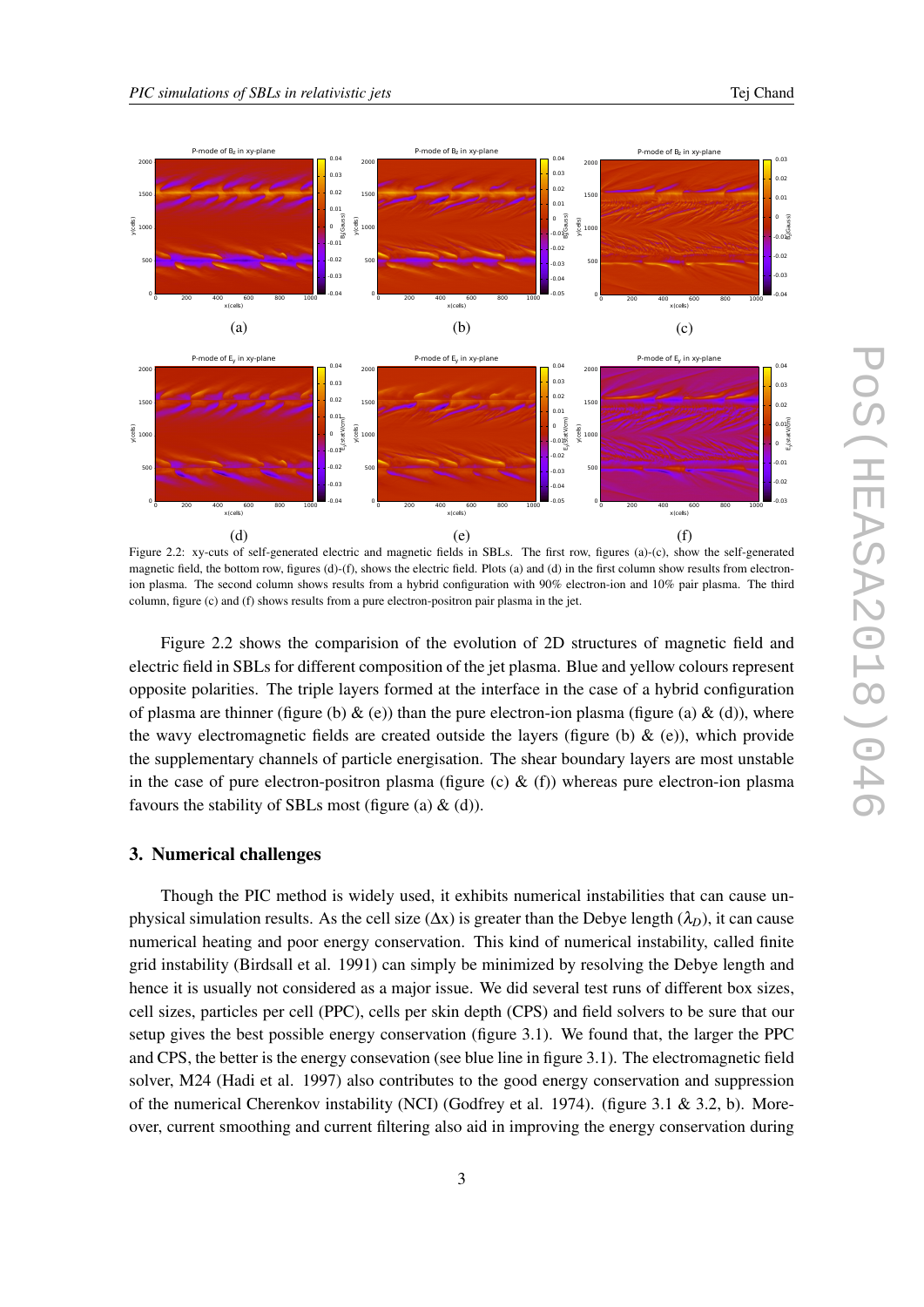Figure 2.2: xy-cuts of self-generated electric and magnetic fields in SBLs. The first row, figures (a)-(c), show the self-generated magnetic field, the bottom row, figures (d)-(f), shows the electric field. Plots (a) and (d) in the first column show results from electron-ion plasma. The second column shows results from a hybrid configuration with 90% electron-ion and 10% pair plasma. The third column, figure (c) and (f) shows results from a pure electron-positron pair plasma in the jet.

Figure 2.2 shows the comparision of the evolution of 2D structures of magnetic field and electric field in SBLs for different composition of the jet plasma. Blue and yellow colours represent opposite polarities. The triple layers formed at the interface in the case of a hybrid configuration of plasma are thinner (figure (b) & (e)) than the pure electron-ion plasma (figure (a) & (d)), where the wavy electromagnetic fields are created outside the layers (figure (b) & (e)), which provide the supplementary channels of particle energisation. The shear boundary layers are most unstable in the case of pure electron-positron plasma (figure (c) & (f)) whereas pure electron-ion plasma favours the stability of SBLs most (figure (a) & (d)).

## 3. Numerical challenges

Though the PIC method is widely used, it exhibits numerical instabilities that can cause unphysical simulation results. As the cell size ($\Delta$x) is greater than the Debye length ($\lambda_D$), it can cause numerical heating and poor energy conservation. This kind of numerical instability, called finite grid instability (Birdsall et al. 1991) can simply be minimized by resolving the Debye length and hence it is usually not considered as a major issue. We did several test runs of different box sizes, cell sizes, particles per cell (PPC), cells per skin depth (CPS) and field solvers to be sure that our setup gives the best possible energy conservation (figure 3.1). We found that, the larger the PPC and CPS, the better is the energy consevation (see blue line in figure 3.1). The electromagnetic field solver, M24 (Hadi et al. 1997) also contributes to the good energy conservation and suppression of the numerical Cherenkov instability (NCI) (Godfrey et al. 1974). (figure 3.1 & 3.2, b). Moreover, current smoothing and current filtering also aid in improving the energy conservation during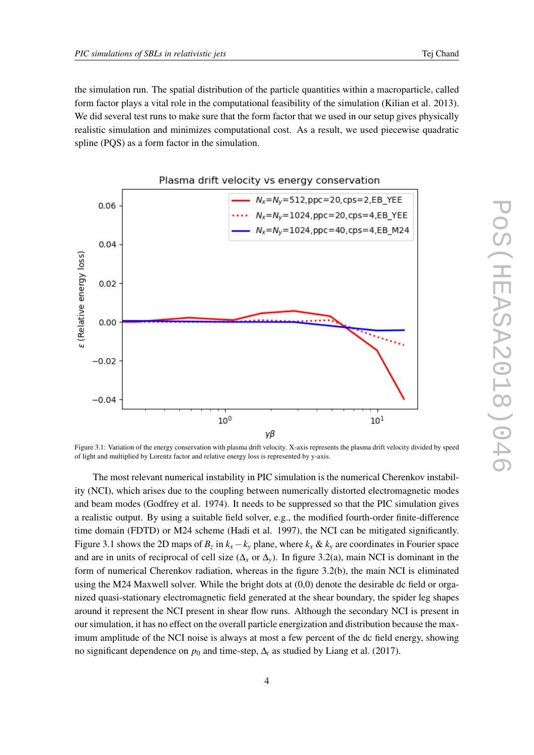the simulation run. The spatial distribution of the particle quantities within a macroparticle, called form factor plays a vital role in the computational feasibility of the simulation (Kilian et al. 2013). We did several test runs to make sure that the form factor that we used in our setup gives physically realistic simulation and minimizes computational cost. As a result, we used piecewise quadratic spline (PQS) as a form factor in the simulation.

Figure 3.1: Variation of the energy conservation with plasma drift velocity. X-axis represents the plasma drift velocity divided by speed of light and multiplied by Lorentz factor and relative energy loss is represented by y-axis.

The most relevant numerical instability in PIC simulation is the numerical Cherenkov instability (NCI), which arises due to the coupling between numerically distorted electromagnetic modes and beam modes (Godfrey et al. 1974). It needs to be suppressed so that the PIC simulation gives a realistic output. By using a suitable field solver, e.g., the modified fourth-order finite-difference time domain (FDTD) or M24 scheme (Hadi et al. 1997), the NCI can be mitigated significantly. Figure 3.1 shows the 2D maps of $B_z$ in $k_x - k_y$ plane, where $k_x$ & $k_y$ are coordinates in Fourier space and are in units of reciprocal of cell size ($\Delta_x$ or $\Delta_y$). In figure 3.2(a), main NCI is dominant in the form of numerical Cherenkov radiation, whereas in the figure 3.2(b), the main NCI is eliminated using the M24 Maxwell solver. While the bright dots at (0,0) denote the desirable dc field or organized quasi-stationary electromagnetic field generated at the shear boundary, the spider leg shapes around it represent the NCI present in shear flow runs. Although the secondary NCI is present in our simulation, it has no effect on the overall particle energization and distribution because the maximum amplitude of the NCI noise is always at most a few percent of the dc field energy, showing no significant dependence on $p_0$ and time-step, $\Delta_t$ as studied by Liang et al. (2017).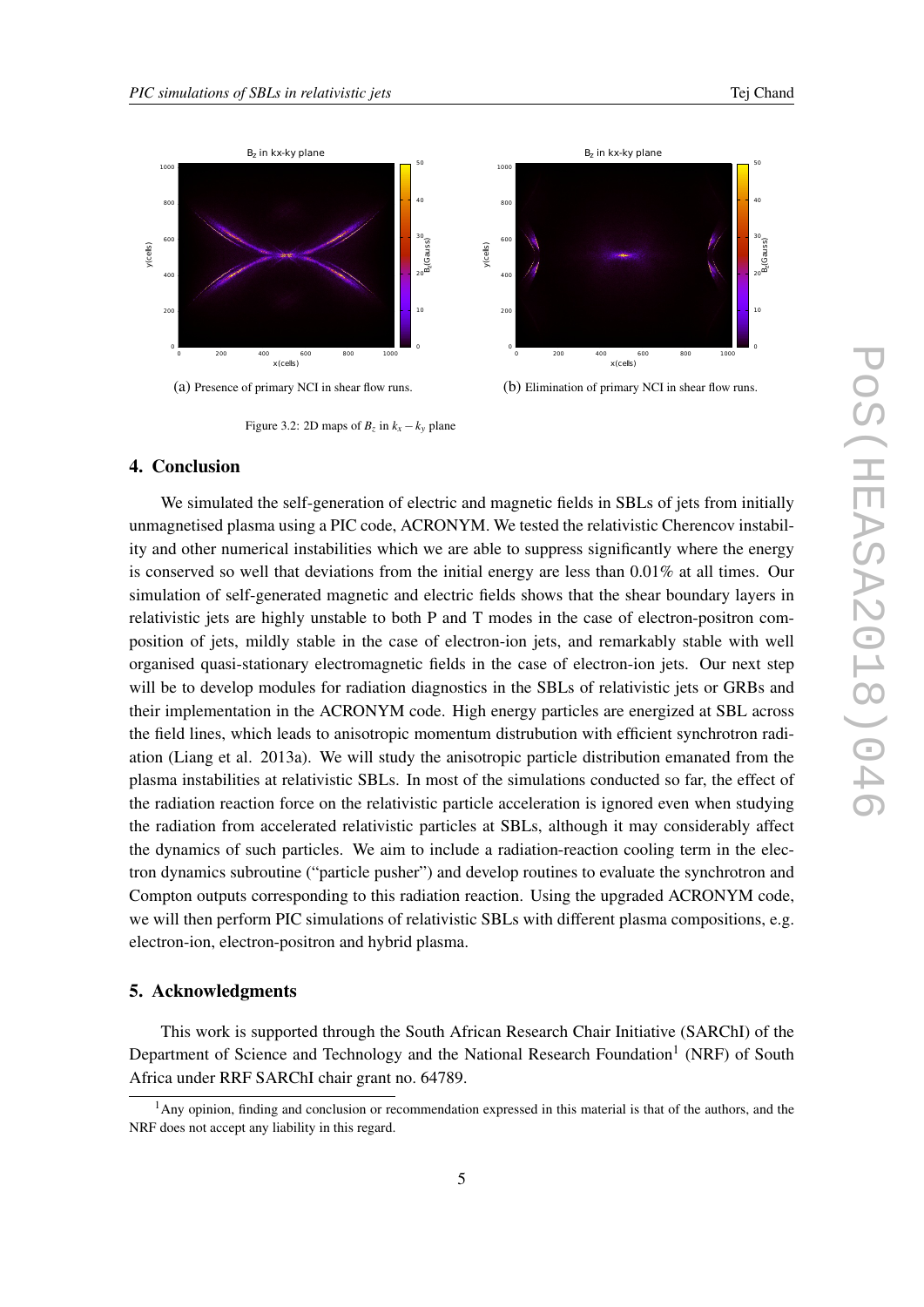(a) Presence of primary NCI in shear flow runs.

(b) Elimination of primary NCI in shear flow runs.

Figure 3.2: 2D maps of $B_z$ in $k_x - k_y$ plane

## 4. Conclusion

We simulated the self-generation of electric and magnetic fields in SBLs of jets from initially unmagnetised plasma using a PIC code, ACRONYM. We tested the relativistic Cherencov instability and other numerical instabilities which we are able to suppress significantly where the energy is conserved so well that deviations from the initial energy are less than 0.01% at all times. Our simulation of self-generated magnetic and electric fields shows that the shear boundary layers in relativistic jets are highly unstable to both P and T modes in the case of electron-positron composition of jets, mildly stable in the case of electron-ion jets, and remarkably stable with well organised quasi-stationary electromagnetic fields in the case of electron-ion jets. Our next step will be to develop modules for radiation diagnostics in the SBLs of relativistic jets or GRBs and their implementation in the ACRONYM code. High energy particles are energized at SBL across the field lines, which leads to anisotropic momentum distrubution with efficient synchrotron radiation (Liang et al. 2013a). We will study the anisotropic particle distribution emanated from the plasma instabilities at relativistic SBLs. In most of the simulations conducted so far, the effect of the radiation reaction force on the relativistic particle acceleration is ignored even when studying the radiation from accelerated relativistic particles at SBLs, although it may considerably affect the dynamics of such particles. We aim to include a radiation-reaction cooling term in the electron dynamics subroutine ("particle pusher") and develop routines to evaluate the synchrotron and Compton outputs corresponding to this radiation reaction. Using the upgraded ACRONYM code, we will then perform PIC simulations of relativistic SBLs with different plasma compositions, e.g. electron-ion, electron-positron and hybrid plasma.

## 5. Acknowledgments

This work is supported through the South African Research Chair Initiative (SARChI) of the Department of Science and Technology and the National Research Foundation[1] (NRF) of South Africa under RRF SARChI chair grant no. 64789.

[1] Any opinion, finding and conclusion or recommendation expressed in this material is that of the authors, and the NRF does not accept any liability in this regard.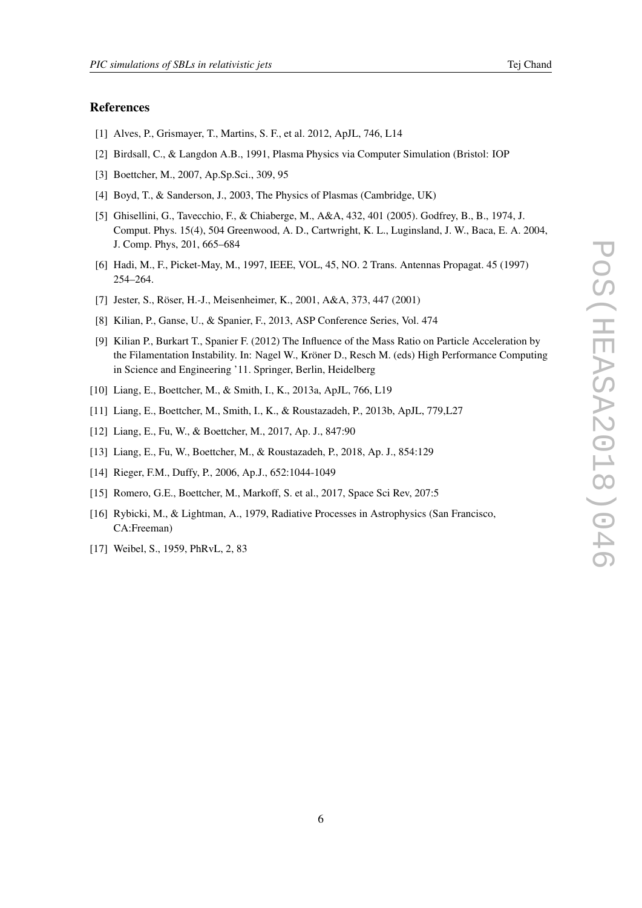## References

[1] Alves, P., Grismayer, T., Martins, S. F., et al. 2012, ApJL, 746, L14

[2] Birdsall, C., & Langdon A.B., 1991, Plasma Physics via Computer Simulation (Bristol: IOP

[3] Boettcher, M., 2007, Ap.Sp.Sci., 309, 95

[4] Boyd, T., & Sanderson, J., 2003, The Physics of Plasmas (Cambridge, UK)

[5] Ghisellini, G., Tavecchio, F., & Chiaberge, M., A&A, 432, 401 (2005). Godfrey, B., B., 1974, J. Comput. Phys. 15(4), 504 Greenwood, A. D., Cartwright, K. L., Luginsland, J. W., Baca, E. A. 2004, J. Comp. Phys, 201, 665–684

[6] Hadi, M., F., Picket-May, M., 1997, IEEE, VOL, 45, NO. 2 Trans. Antennas Propagat. 45 (1997) 254–264.

[7] Jester, S., Röser, H.-J., Meisenheimer, K., 2001, A&A, 373, 447 (2001)

[8] Kilian, P., Ganse, U., & Spanier, F., 2013, ASP Conference Series, Vol. 474

[9] Kilian P., Burkart T., Spanier F. (2012) The Influence of the Mass Ratio on Particle Acceleration by the Filamentation Instability. In: Nagel W., Kröner D., Resch M. (eds) High Performance Computing in Science and Engineering '11. Springer, Berlin, Heidelberg

[10] Liang, E., Boettcher, M., & Smith, I., K., 2013a, ApJL, 766, L19

[11] Liang, E., Boettcher, M., Smith, I., K., & Roustazadeh, P., 2013b, ApJL, 779,L27

[12] Liang, E., Fu, W., & Boettcher, M., 2017, Ap. J., 847:90

[13] Liang, E., Fu, W., Boettcher, M., & Roustazadeh, P., 2018, Ap. J., 854:129

[14] Rieger, F.M., Duffy, P., 2006, Ap.J., 652:1044-1049

[15] Romero, G.E., Boettcher, M., Markoff, S. et al., 2017, Space Sci Rev, 207:5

[16] Rybicki, M., & Lightman, A., 1979, Radiative Processes in Astrophysics (San Francisco, CA:Freeman)

[17] Weibel, S., 1959, PhRvL, 2, 83